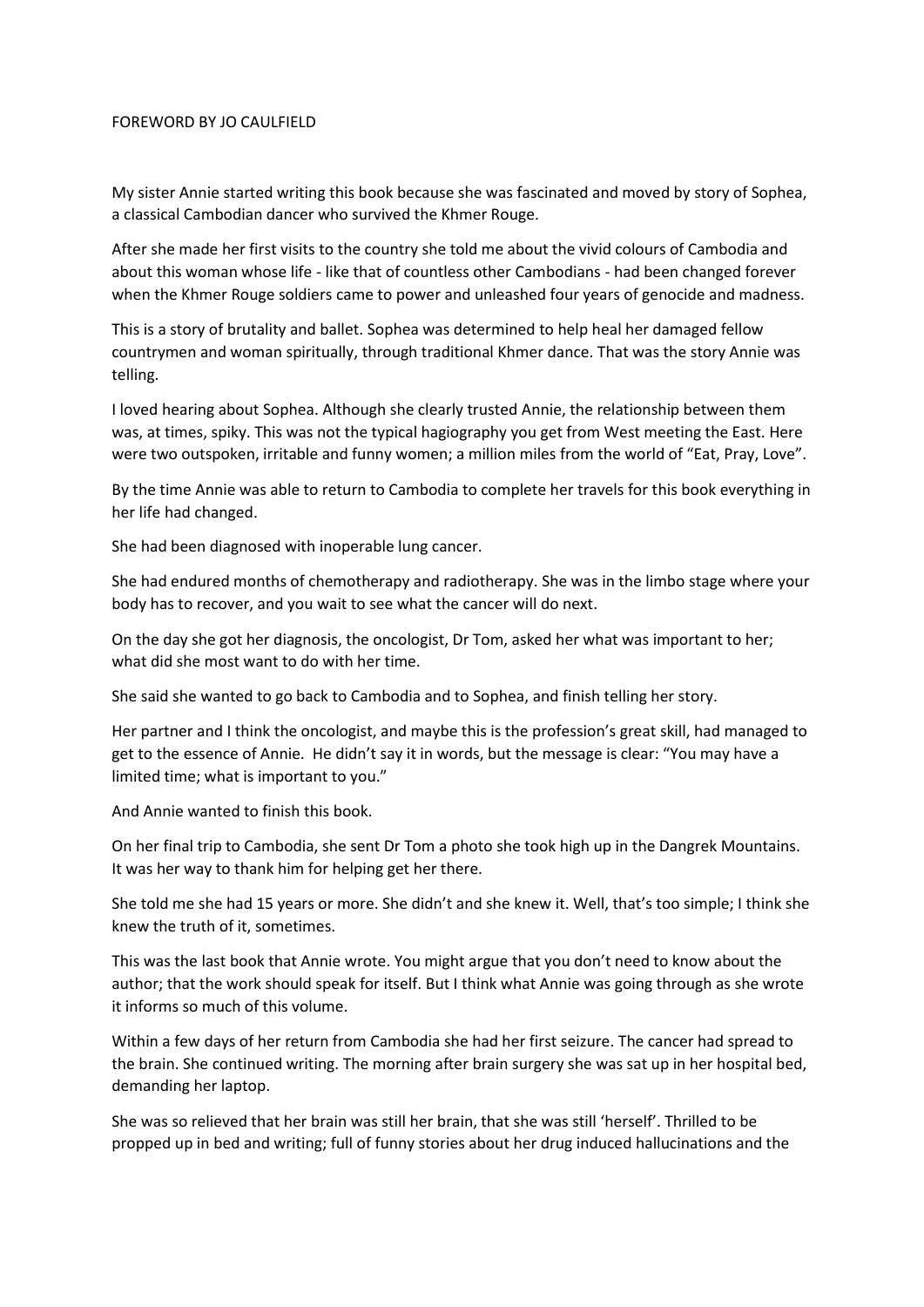# FOREWORD BY JO CAULFIELD

My sister Annie started writing this book because she was fascinated and moved by story of Sophea, a classical Cambodian dancer who survived the Khmer Rouge.

After she made her first visits to the country she told me about the vivid colours of Cambodia and about this woman whose life - like that of countless other Cambodians - had been changed forever when the Khmer Rouge soldiers came to power and unleashed four years of genocide and madness.

This is a story of brutality and ballet. Sophea was determined to help heal her damaged fellow countrymen and woman spiritually, through traditional Khmer dance. That was the story Annie was telling.

I loved hearing about Sophea. Although she clearly trusted Annie, the relationship between them was, at times, spiky. This was not the typical hagiography you get from West meeting the East. Here were two outspoken, irritable and funny women; a million miles from the world of "Eat, Pray, Love".

By the time Annie was able to return to Cambodia to complete her travels for this book everything in her life had changed.

She had been diagnosed with inoperable lung cancer.

She had endured months of chemotherapy and radiotherapy. She was in the limbo stage where your body has to recover, and you wait to see what the cancer will do next.

On the day she got her diagnosis, the oncologist, Dr Tom, asked her what was important to her; what did she most want to do with her time.

She said she wanted to go back to Cambodia and to Sophea, and finish telling her story.

Her partner and I think the oncologist, and maybe this is the profession's great skill, had managed to get to the essence of Annie. He didn't say it in words, but the message is clear: "You may have a limited time; what is important to you."

And Annie wanted to finish this book.

On her final trip to Cambodia, she sent Dr Tom a photo she took high up in the Dangrek Mountains. It was her way to thank him for helping get her there.

She told me she had 15 years or more. She didn't and she knew it. Well, that's too simple; I think she knew the truth of it, sometimes.

This was the last book that Annie wrote. You might argue that you don't need to know about the author; that the work should speak for itself. But I think what Annie was going through as she wrote it informs so much of this volume.

Within a few days of her return from Cambodia she had her first seizure. The cancer had spread to the brain. She continued writing. The morning after brain surgery she was sat up in her hospital bed, demanding her laptop.

She was so relieved that her brain was still her brain, that she was still 'herself'. Thrilled to be propped up in bed and writing; full of funny stories about her drug induced hallucinations and the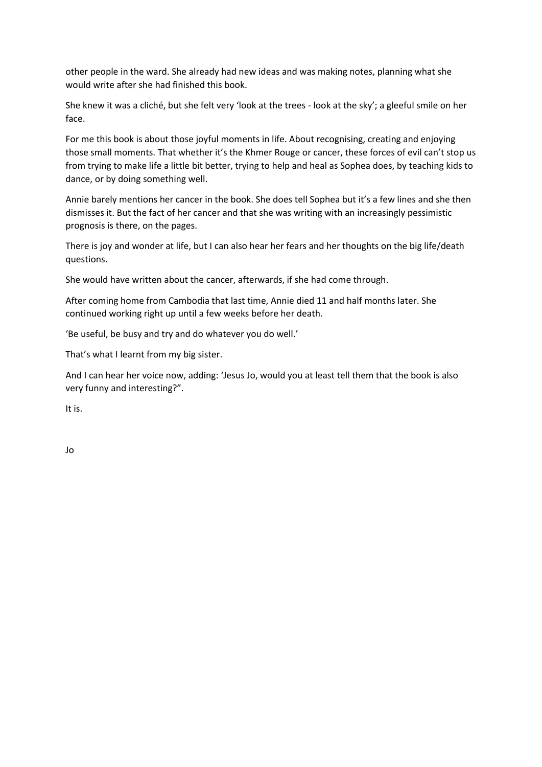other people in the ward. She already had new ideas and was making notes, planning what she would write after she had finished this book.

She knew it was a cliché, but she felt very 'look at the trees - look at the sky'; a gleeful smile on her face.

For me this book is about those joyful moments in life. About recognising, creating and enjoying those small moments. That whether it's the Khmer Rouge or cancer, these forces of evil can't stop us from trying to make life a little bit better, trying to help and heal as Sophea does, by teaching kids to dance, or by doing something well.

Annie barely mentions her cancer in the book. She does tell Sophea but it's a few lines and she then dismisses it. But the fact of her cancer and that she was writing with an increasingly pessimistic prognosis is there, on the pages.

There is joy and wonder at life, but I can also hear her fears and her thoughts on the big life/death questions.

She would have written about the cancer, afterwards, if she had come through.

After coming home from Cambodia that last time, Annie died 11 and half months later. She continued working right up until a few weeks before her death.

'Be useful, be busy and try and do whatever you do well.'

That's what I learnt from my big sister.

And I can hear her voice now, adding: 'Jesus Jo, would you at least tell them that the book is also very funny and interesting?".

It is.

Jo